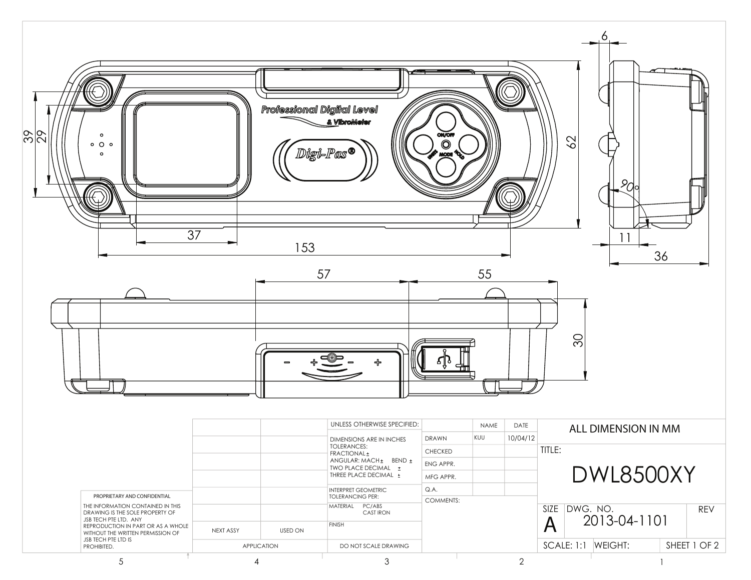Professional Digital Level & VibroMeter

Digi-Pas®

ON/OFF

UNITS MODE HOLD

Dimensions: 39, 29, 37, 153, 62, 6, 90°, 11, 36, 57, 55, 30

| | | UNLESS OTHERWISE SPECIFIED: | | NAME | DATE | ALL DIMENSION IN MM |
|---|---|---|---|---|---|---|
| | | DIMENSIONS ARE IN INCHES<br>TOLERANCES:<br>FRACTIONAL ±<br>ANGULAR: MACH ± BEND ±<br>TWO PLACE DECIMAL ±<br>THREE PLACE DECIMAL ± | DRAWN | KUU | 10/04/12 | TITLE: |
| | | | CHECKED | | | DWL8500XY |
| | | | ENG APPR. | | | |
| | | | MFG APPR. | | | |
| | | INTERPRET GEOMETRIC TOLERANCING PER: | Q.A. | | | |
| | | MATERIAL PC/ABS CAST IRON | COMMENTS: | | | SIZE A DWG. NO. 2013-04-1101 REV |
| NEXT ASSY | USED ON | FINISH | | | | |
| APPLICATION | | DO NOT SCALE DRAWING | | | | SCALE: 1:1 WEIGHT: SHEET 1 OF 2 |

PROPRIETARY AND CONFIDENTIAL

THE INFORMATION CONTAINED IN THIS DRAWING IS THE SOLE PROPERTY OF JSB TECH PTE LTD. ANY REPRODUCTION IN PART OR AS A WHOLE WITHOUT THE WRITTEN PERMISSION OF JSB TECH PTE LTD IS PROHIBITED.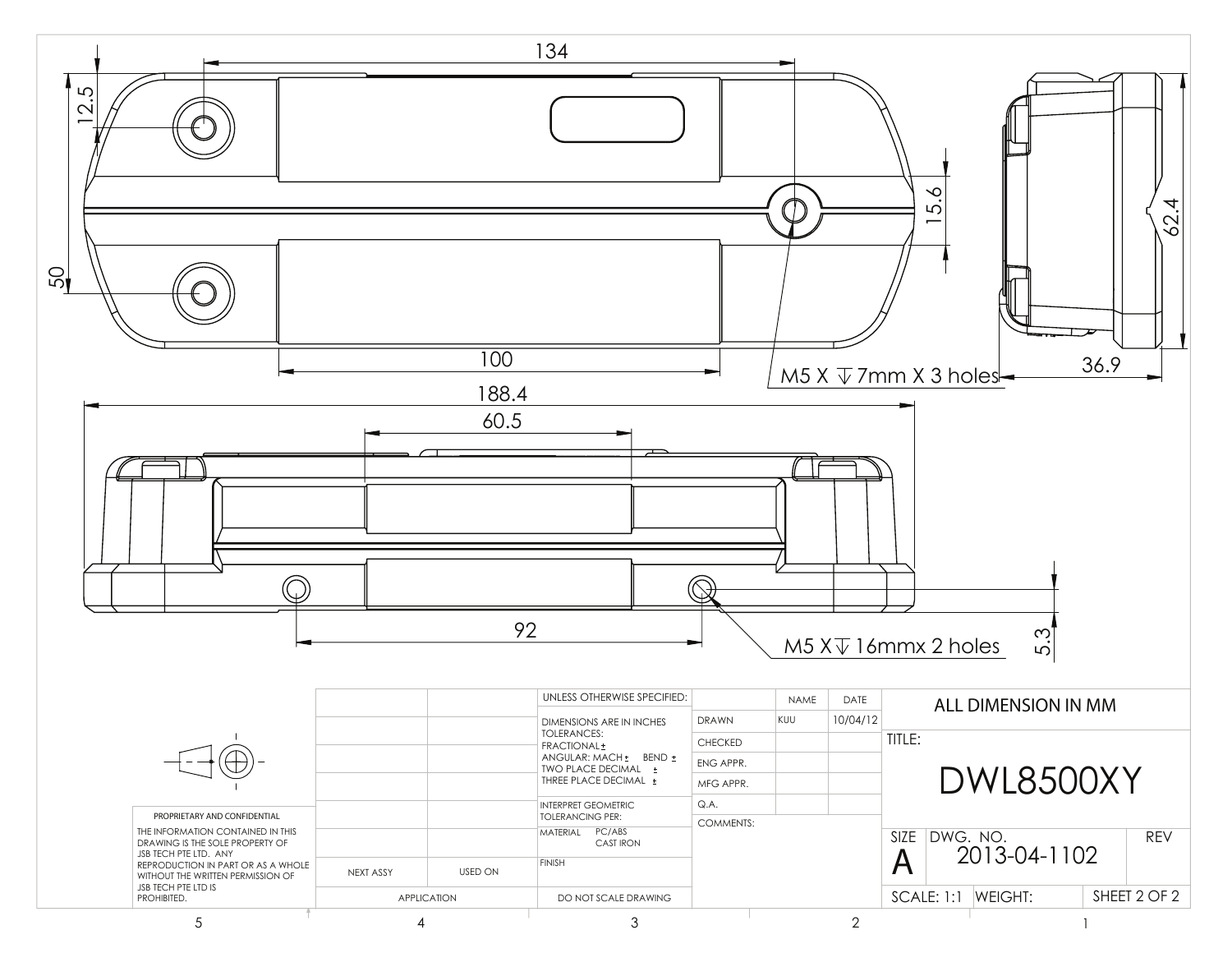134

12.5

50

15.6

62.4

100

M5 X ↧7mm X 3 holes

36.9

188.4

60.5

92

M5 X↧16mmx 2 holes

5.3

PROPRIETARY AND CONFIDENTIAL

THE INFORMATION CONTAINED IN THIS DRAWING IS THE SOLE PROPERTY OF JSB TECH PTE LTD. ANY REPRODUCTION IN PART OR AS A WHOLE WITHOUT THE WRITTEN PERMISSION OF JSB TECH PTE LTD IS PROHIBITED.

| | | | | | |
|---|---|---|---|---|---|
| NEXT ASSY | USED ON | UNLESS OTHERWISE SPECIFIED: | | NAME | DATE |
| APPLICATION | | DIMENSIONS ARE IN INCHES | DRAWN | KUU | 10/04/12 |
| | | TOLERANCES: | CHECKED | | |
| | | FRACTIONAL ± | ENG APPR. | | |
| | | ANGULAR: MACH ± BEND ± | MFG APPR. | | |
| | | TWO PLACE DECIMAL ± | Q.A. | | |
| | | THREE PLACE DECIMAL ± | COMMENTS: | | |
| | | INTERPRET GEOMETRIC TOLERANCING PER: | | | |
| | | MATERIAL PC/ABS CAST IRON | | | |
| | | FINISH | | | |
| | | DO NOT SCALE DRAWING | | | |

ALL DIMENSION IN MM

TITLE:

DWL8500XY

| SIZE | DWG. NO. | REV |
|---|---|---|
| A | 2013-04-1102 | |
| SCALE: 1:1 | WEIGHT: | SHEET 2 OF 2 |